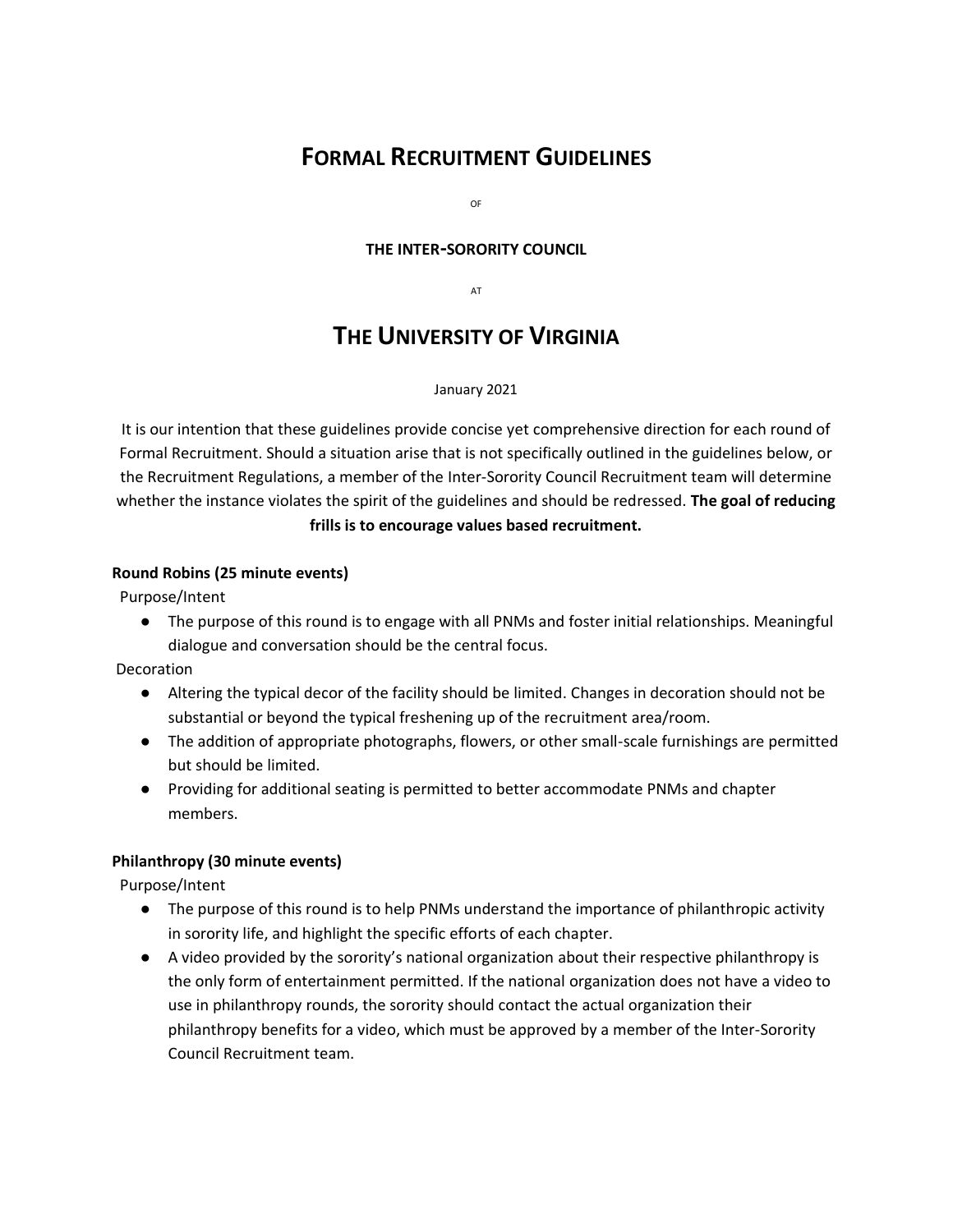# Formal Recruitment Guidelines

of

**THE INTER-SORORITY COUNCIL**

at

# The University of Virginia

January 2021

It is our intention that these guidelines provide concise yet comprehensive direction for each round of Formal Recruitment. Should a situation arise that is not specifically outlined in the guidelines below, or the Recruitment Regulations, a member of the Inter-Sorority Council Recruitment team will determine whether the instance violates the spirit of the guidelines and should be redressed. **The goal of reducing frills is to encourage values based recruitment.**

**Round Robins (25 minute events)**

Purpose/Intent

- The purpose of this round is to engage with all PNMs and foster initial relationships. Meaningful dialogue and conversation should be the central focus.

Decoration

- Altering the typical decor of the facility should be limited. Changes in decoration should not be substantial or beyond the typical freshening up of the recruitment area/room.
- The addition of appropriate photographs, flowers, or other small-scale furnishings are permitted but should be limited.
- Providing for additional seating is permitted to better accommodate PNMs and chapter members.

**Philanthropy (30 minute events)**

Purpose/Intent

- The purpose of this round is to help PNMs understand the importance of philanthropic activity in sorority life, and highlight the specific efforts of each chapter.
- A video provided by the sorority's national organization about their respective philanthropy is the only form of entertainment permitted. If the national organization does not have a video to use in philanthropy rounds, the sorority should contact the actual organization their philanthropy benefits for a video, which must be approved by a member of the Inter-Sorority Council Recruitment team.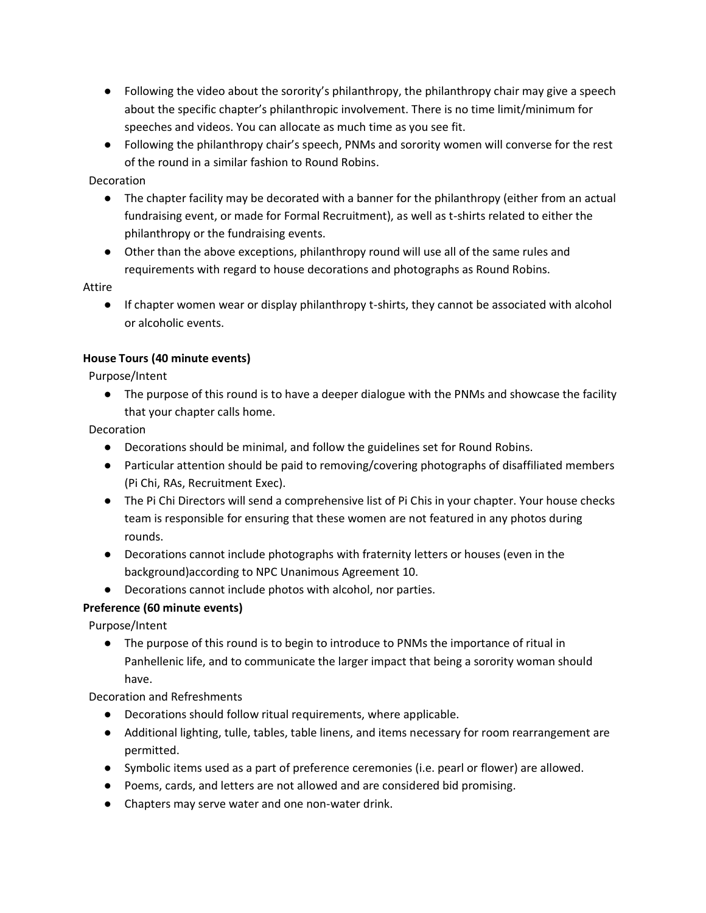- Following the video about the sorority's philanthropy, the philanthropy chair may give a speech about the specific chapter's philanthropic involvement. There is no time limit/minimum for speeches and videos. You can allocate as much time as you see fit.
- Following the philanthropy chair's speech, PNMs and sorority women will converse for the rest of the round in a similar fashion to Round Robins.

Decoration

- The chapter facility may be decorated with a banner for the philanthropy (either from an actual fundraising event, or made for Formal Recruitment), as well as t-shirts related to either the philanthropy or the fundraising events.
- Other than the above exceptions, philanthropy round will use all of the same rules and requirements with regard to house decorations and photographs as Round Robins.

Attire

- If chapter women wear or display philanthropy t-shirts, they cannot be associated with alcohol or alcoholic events.

**House Tours (40 minute events)**

Purpose/Intent

- The purpose of this round is to have a deeper dialogue with the PNMs and showcase the facility that your chapter calls home.

Decoration

- Decorations should be minimal, and follow the guidelines set for Round Robins.
- Particular attention should be paid to removing/covering photographs of disaffiliated members (Pi Chi, RAs, Recruitment Exec).
- The Pi Chi Directors will send a comprehensive list of Pi Chis in your chapter. Your house checks team is responsible for ensuring that these women are not featured in any photos during rounds.
- Decorations cannot include photographs with fraternity letters or houses (even in the background)according to NPC Unanimous Agreement 10.
- Decorations cannot include photos with alcohol, nor parties.

**Preference (60 minute events)**

Purpose/Intent

- The purpose of this round is to begin to introduce to PNMs the importance of ritual in Panhellenic life, and to communicate the larger impact that being a sorority woman should have.

Decoration and Refreshments

- Decorations should follow ritual requirements, where applicable.
- Additional lighting, tulle, tables, table linens, and items necessary for room rearrangement are permitted.
- Symbolic items used as a part of preference ceremonies (i.e. pearl or flower) are allowed.
- Poems, cards, and letters are not allowed and are considered bid promising.
- Chapters may serve water and one non-water drink.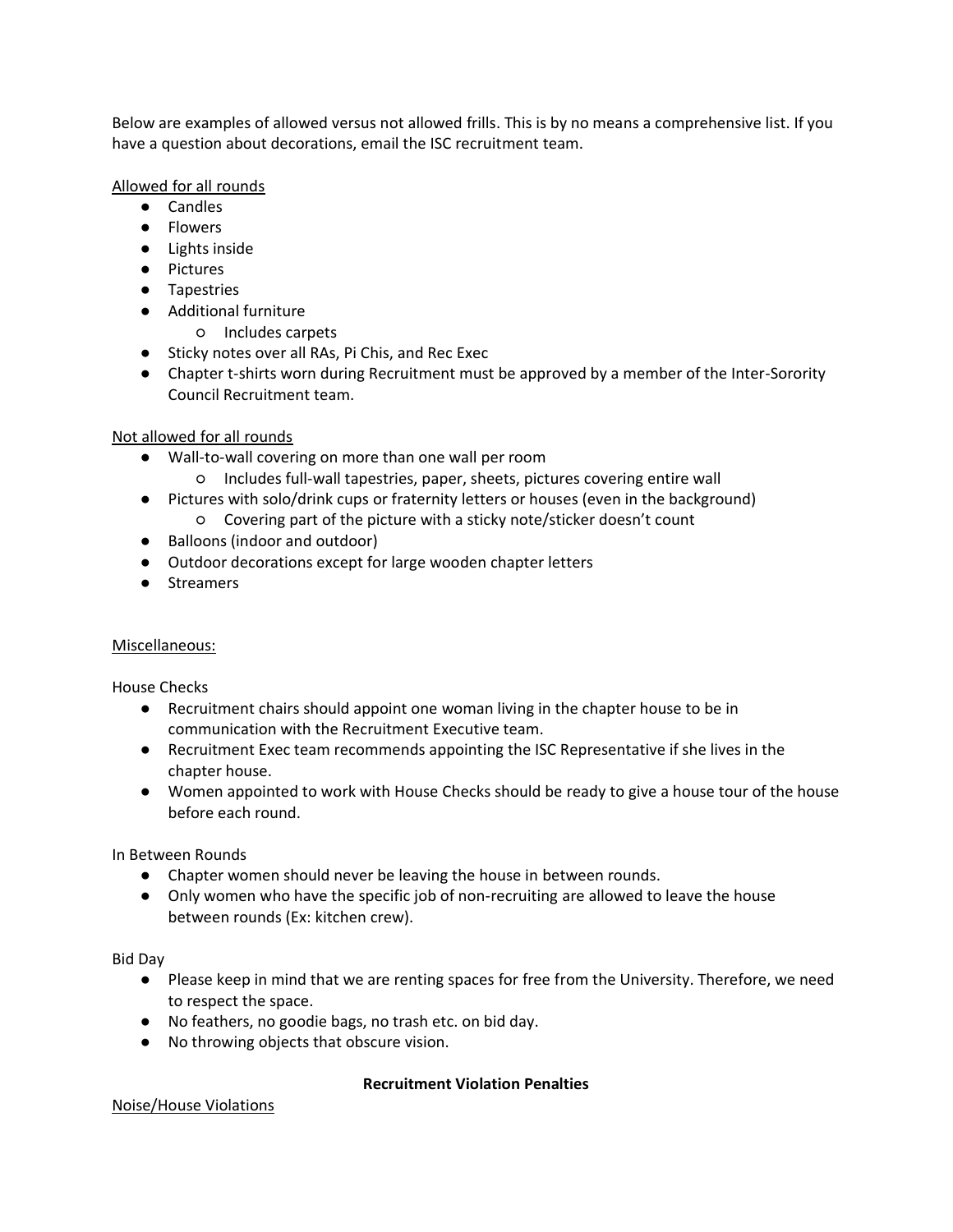Below are examples of allowed versus not allowed frills. This is by no means a comprehensive list. If you have a question about decorations, email the ISC recruitment team.

<u>Allowed for all rounds</u>

- Candles
- Flowers
- Lights inside
- Pictures
- Tapestries
- Additional furniture
  - Includes carpets
- Sticky notes over all RAs, Pi Chis, and Rec Exec
- Chapter t-shirts worn during Recruitment must be approved by a member of the Inter-Sorority Council Recruitment team.

<u>Not allowed for all rounds</u>

- Wall-to-wall covering on more than one wall per room
  - Includes full-wall tapestries, paper, sheets, pictures covering entire wall
- Pictures with solo/drink cups or fraternity letters or houses (even in the background)
  - Covering part of the picture with a sticky note/sticker doesn't count
- Balloons (indoor and outdoor)
- Outdoor decorations except for large wooden chapter letters
- Streamers

<u>Miscellaneous:</u>

House Checks

- Recruitment chairs should appoint one woman living in the chapter house to be in communication with the Recruitment Executive team.
- Recruitment Exec team recommends appointing the ISC Representative if she lives in the chapter house.
- Women appointed to work with House Checks should be ready to give a house tour of the house before each round.

In Between Rounds

- Chapter women should never be leaving the house in between rounds.
- Only women who have the specific job of non-recruiting are allowed to leave the house between rounds (Ex: kitchen crew).

Bid Day

- Please keep in mind that we are renting spaces for free from the University. Therefore, we need to respect the space.
- No feathers, no goodie bags, no trash etc. on bid day.
- No throwing objects that obscure vision.

**Recruitment Violation Penalties**

<u>Noise/House Violations</u>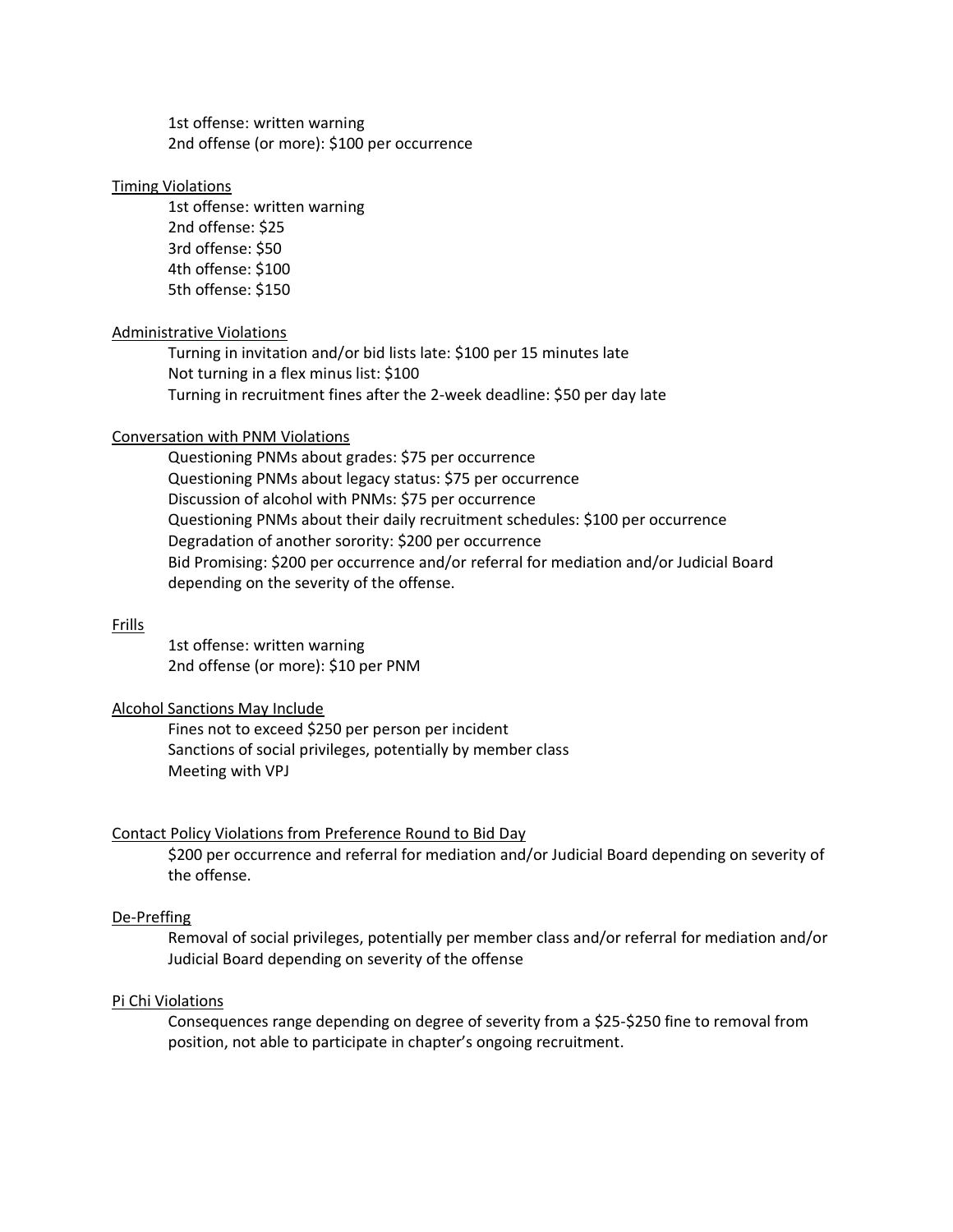1st offense: written warning
2nd offense (or more): $100 per occurrence

Timing Violations

1st offense: written warning
2nd offense: $25
3rd offense: $50
4th offense: $100
5th offense: $150

Administrative Violations

Turning in invitation and/or bid lists late: $100 per 15 minutes late
Not turning in a flex minus list: $100
Turning in recruitment fines after the 2-week deadline: $50 per day late

Conversation with PNM Violations

Questioning PNMs about grades: $75 per occurrence
Questioning PNMs about legacy status: $75 per occurrence
Discussion of alcohol with PNMs: $75 per occurrence
Questioning PNMs about their daily recruitment schedules: $100 per occurrence
Degradation of another sorority: $200 per occurrence
Bid Promising: $200 per occurrence and/or referral for mediation and/or Judicial Board depending on the severity of the offense.

Frills

1st offense: written warning
2nd offense (or more): $10 per PNM

Alcohol Sanctions May Include

Fines not to exceed $250 per person per incident
Sanctions of social privileges, potentially by member class
Meeting with VPJ

Contact Policy Violations from Preference Round to Bid Day

$200 per occurrence and referral for mediation and/or Judicial Board depending on severity of the offense.

De-Preffing

Removal of social privileges, potentially per member class and/or referral for mediation and/or Judicial Board depending on severity of the offense

Pi Chi Violations

Consequences range depending on degree of severity from a $25-$250 fine to removal from position, not able to participate in chapter's ongoing recruitment.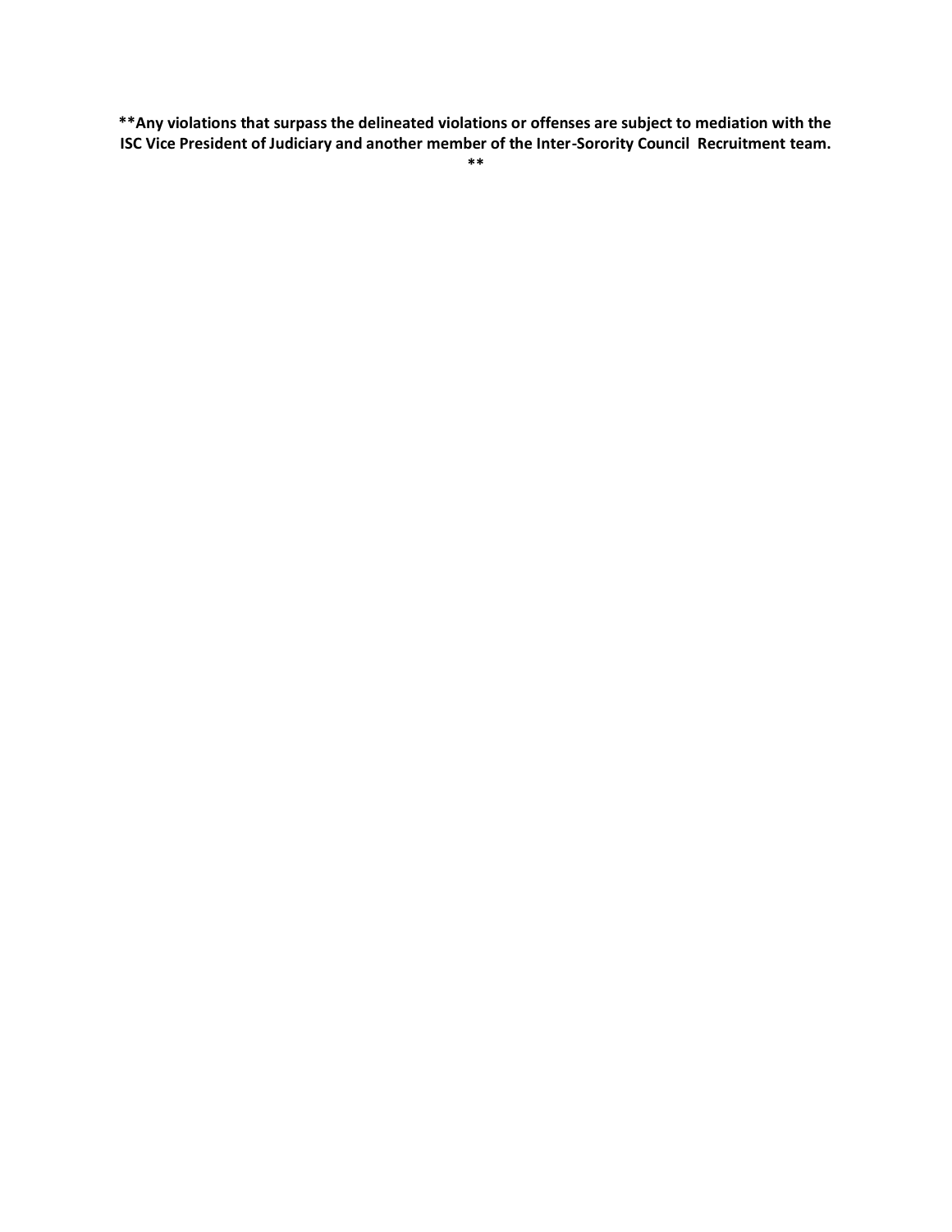**Any violations that surpass the delineated violations or offenses are subject to mediation with the ISC Vice President of Judiciary and another member of the Inter-Sorority Council Recruitment team.**